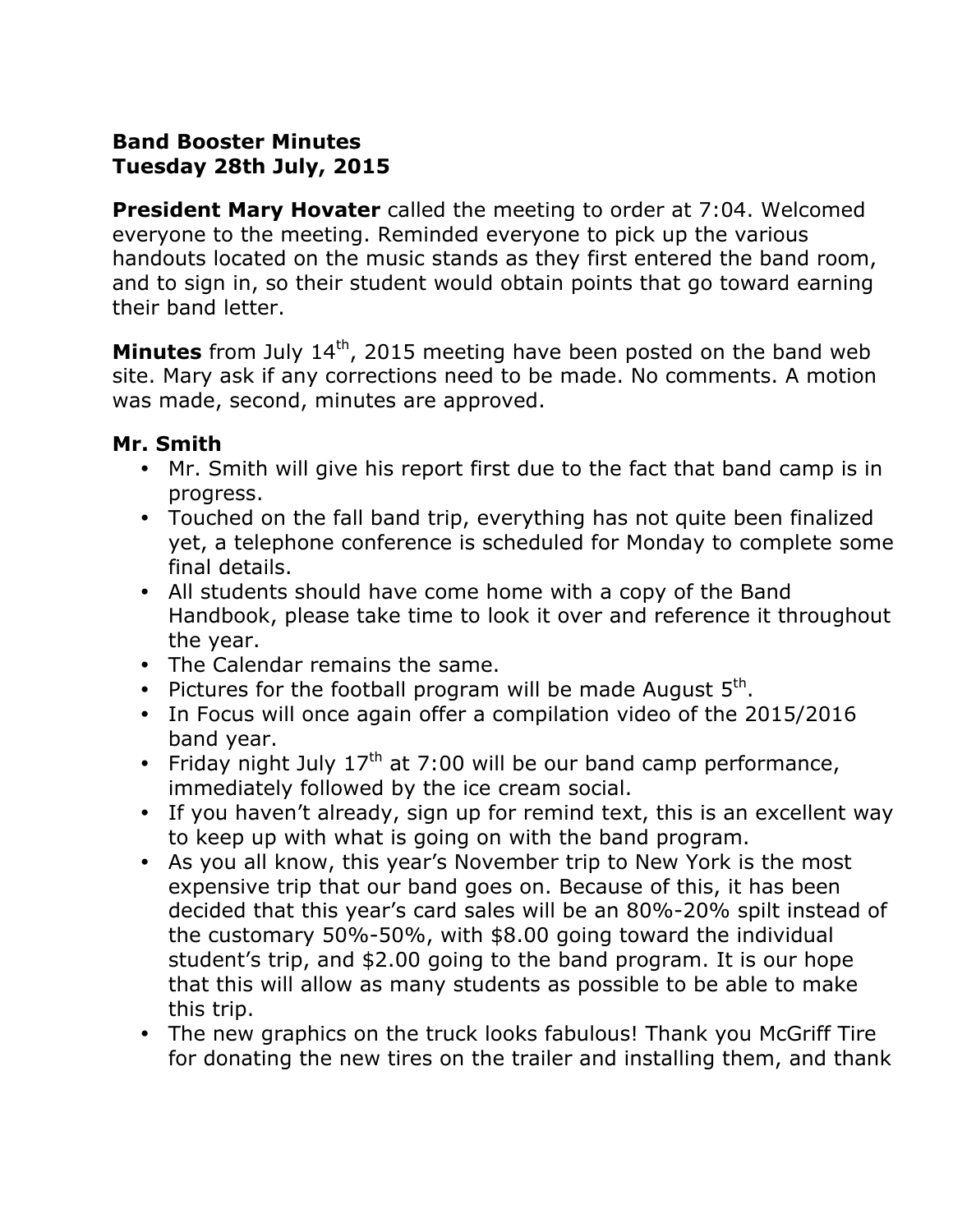**Band Booster Minutes**
**Tuesday 28th July, 2015**

**President Mary Hovater** called the meeting to order at 7:04. Welcomed everyone to the meeting. Reminded everyone to pick up the various handouts located on the music stands as they first entered the band room, and to sign in, so their student would obtain points that go toward earning their band letter.

**Minutes** from July 14th, 2015 meeting have been posted on the band web site. Mary ask if any corrections need to be made. No comments. A motion was made, second, minutes are approved.

**Mr. Smith**

- Mr. Smith will give his report first due to the fact that band camp is in progress.
- Touched on the fall band trip, everything has not quite been finalized yet, a telephone conference is scheduled for Monday to complete some final details.
- All students should have come home with a copy of the Band Handbook, please take time to look it over and reference it throughout the year.
- The Calendar remains the same.
- Pictures for the football program will be made August 5th.
- In Focus will once again offer a compilation video of the 2015/2016 band year.
- Friday night July 17th at 7:00 will be our band camp performance, immediately followed by the ice cream social.
- If you haven't already, sign up for remind text, this is an excellent way to keep up with what is going on with the band program.
- As you all know, this year's November trip to New York is the most expensive trip that our band goes on. Because of this, it has been decided that this year's card sales will be an 80%-20% spilt instead of the customary 50%-50%, with $8.00 going toward the individual student's trip, and $2.00 going to the band program. It is our hope that this will allow as many students as possible to be able to make this trip.
- The new graphics on the truck looks fabulous! Thank you McGriff Tire for donating the new tires on the trailer and installing them, and thank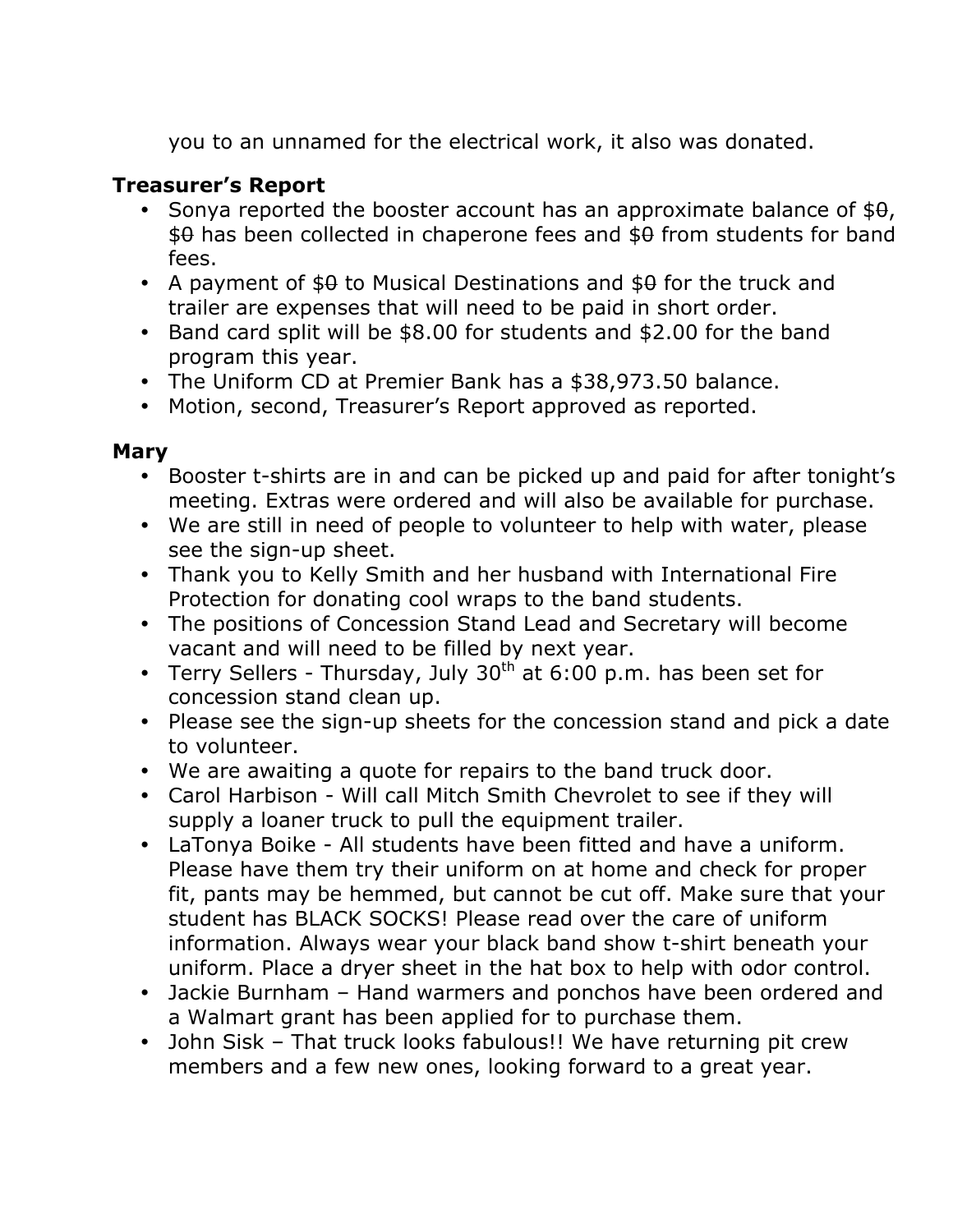you to an unnamed for the electrical work, it also was donated.

**Treasurer's Report**

- Sonya reported the booster account has an approximate balance of $0, $0 has been collected in chaperone fees and $0 from students for band fees.
- A payment of $0 to Musical Destinations and $0 for the truck and trailer are expenses that will need to be paid in short order.
- Band card split will be $8.00 for students and $2.00 for the band program this year.
- The Uniform CD at Premier Bank has a $38,973.50 balance.
- Motion, second, Treasurer's Report approved as reported.

**Mary**

- Booster t-shirts are in and can be picked up and paid for after tonight's meeting. Extras were ordered and will also be available for purchase.
- We are still in need of people to volunteer to help with water, please see the sign-up sheet.
- Thank you to Kelly Smith and her husband with International Fire Protection for donating cool wraps to the band students.
- The positions of Concession Stand Lead and Secretary will become vacant and will need to be filled by next year.
- Terry Sellers - Thursday, July 30th at 6:00 p.m. has been set for concession stand clean up.
- Please see the sign-up sheets for the concession stand and pick a date to volunteer.
- We are awaiting a quote for repairs to the band truck door.
- Carol Harbison - Will call Mitch Smith Chevrolet to see if they will supply a loaner truck to pull the equipment trailer.
- LaTonya Boike - All students have been fitted and have a uniform. Please have them try their uniform on at home and check for proper fit, pants may be hemmed, but cannot be cut off. Make sure that your student has BLACK SOCKS! Please read over the care of uniform information. Always wear your black band show t-shirt beneath your uniform. Place a dryer sheet in the hat box to help with odor control.
- Jackie Burnham – Hand warmers and ponchos have been ordered and a Walmart grant has been applied for to purchase them.
- John Sisk – That truck looks fabulous!! We have returning pit crew members and a few new ones, looking forward to a great year.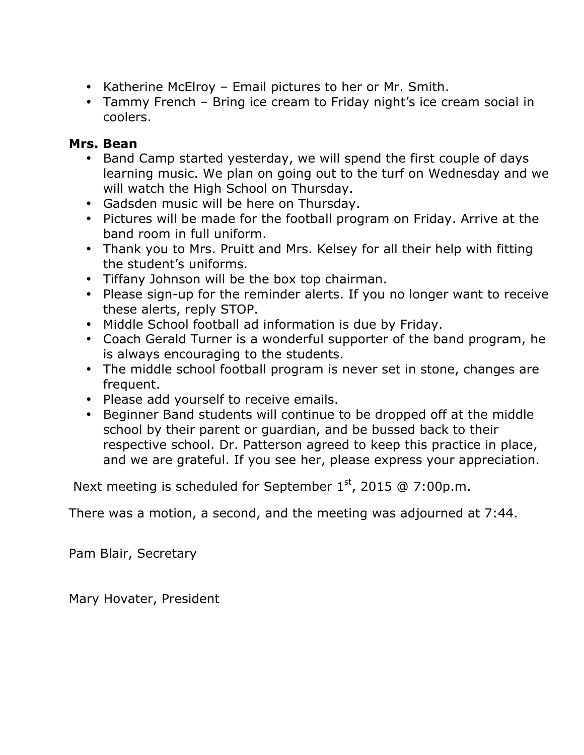- Katherine McElroy – Email pictures to her or Mr. Smith.
- Tammy French – Bring ice cream to Friday night's ice cream social in coolers.

**Mrs. Bean**

- Band Camp started yesterday, we will spend the first couple of days learning music. We plan on going out to the turf on Wednesday and we will watch the High School on Thursday.
- Gadsden music will be here on Thursday.
- Pictures will be made for the football program on Friday. Arrive at the band room in full uniform.
- Thank you to Mrs. Pruitt and Mrs. Kelsey for all their help with fitting the student's uniforms.
- Tiffany Johnson will be the box top chairman.
- Please sign-up for the reminder alerts. If you no longer want to receive these alerts, reply STOP.
- Middle School football ad information is due by Friday.
- Coach Gerald Turner is a wonderful supporter of the band program, he is always encouraging to the students.
- The middle school football program is never set in stone, changes are frequent.
- Please add yourself to receive emails.
- Beginner Band students will continue to be dropped off at the middle school by their parent or guardian, and be bussed back to their respective school. Dr. Patterson agreed to keep this practice in place, and we are grateful. If you see her, please express your appreciation.

Next meeting is scheduled for September 1st, 2015 @ 7:00p.m.

There was a motion, a second, and the meeting was adjourned at 7:44.

Pam Blair, Secretary

Mary Hovater, President